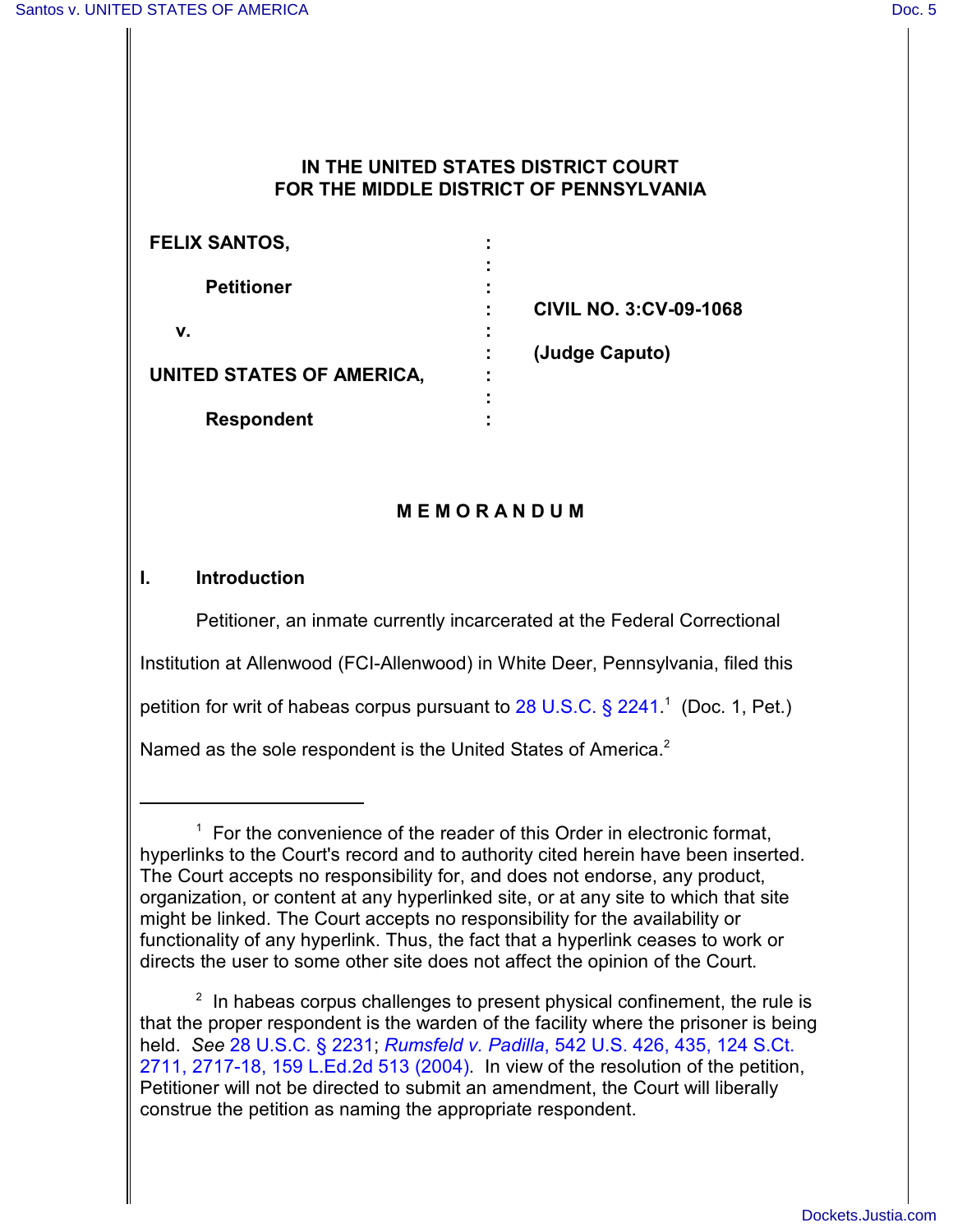# IN THE UNITED STATES DISTRICT COURT FOR THE MIDDLE DISTRICT OF PENNSYLVANIA

| | | |
|---|---|---|
| **FELIX SANTOS,** | : | |
| **Petitioner** | : | **CIVIL NO. 3:CV-09-1068** |
| **v.** | : | **(Judge Caputo)** |
| **UNITED STATES OF AMERICA,** | : | |
| **Respondent** | : | |

## M E M O R A N D U M

### I. Introduction

Petitioner, an inmate currently incarcerated at the Federal Correctional Institution at Allenwood (FCI-Allenwood) in White Deer, Pennsylvania, filed this petition for writ of habeas corpus pursuant to 28 U.S.C. § 2241.[1] (Doc. 1, Pet.) Named as the sole respondent is the United States of America.[2]

---

[1] For the convenience of the reader of this Order in electronic format, hyperlinks to the Court's record and to authority cited herein have been inserted. The Court accepts no responsibility for, and does not endorse, any product, organization, or content at any hyperlinked site, or at any site to which that site might be linked. The Court accepts no responsibility for the availability or functionality of any hyperlink. Thus, the fact that a hyperlink ceases to work or directs the user to some other site does not affect the opinion of the Court.

[2] In habeas corpus challenges to present physical confinement, the rule is that the proper respondent is the warden of the facility where the prisoner is being held. *See* 28 U.S.C. § 2231; *Rumsfeld v. Padilla*, 542 U.S. 426, 435, 124 S.Ct. 2711, 2717-18, 159 L.Ed.2d 513 (2004). In view of the resolution of the petition, Petitioner will not be directed to submit an amendment, the Court will liberally construe the petition as naming the appropriate respondent.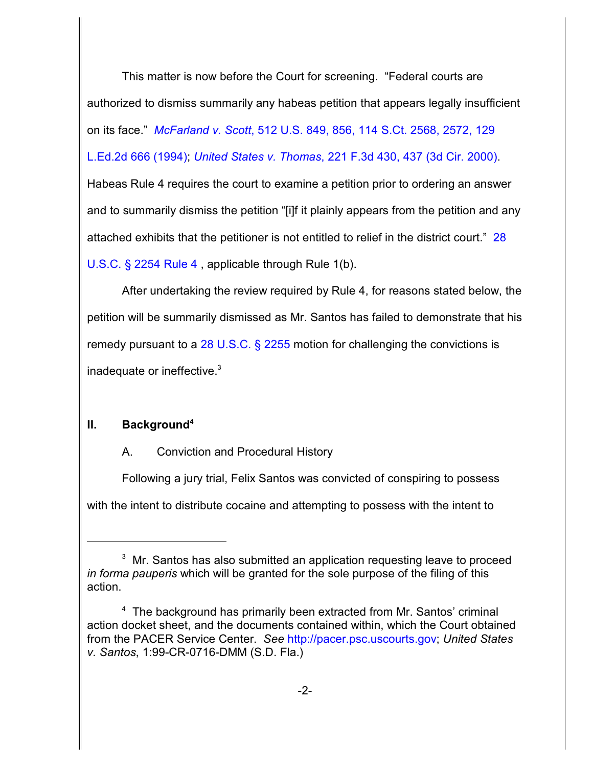This matter is now before the Court for screening. "Federal courts are authorized to dismiss summarily any habeas petition that appears legally insufficient on its face." *McFarland v. Scott*, 512 U.S. 849, 856, 114 S.Ct. 2568, 2572, 129 L.Ed.2d 666 (1994); *United States v. Thomas*, 221 F.3d 430, 437 (3d Cir. 2000). Habeas Rule 4 requires the court to examine a petition prior to ordering an answer and to summarily dismiss the petition "[i]f it plainly appears from the petition and any attached exhibits that the petitioner is not entitled to relief in the district court." 28 U.S.C. § 2254 Rule 4 , applicable through Rule 1(b).

After undertaking the review required by Rule 4, for reasons stated below, the petition will be summarily dismissed as Mr. Santos has failed to demonstrate that his remedy pursuant to a 28 U.S.C. § 2255 motion for challenging the convictions is inadequate or ineffective.[3]

## II. Background[4]

### A. Conviction and Procedural History

Following a jury trial, Felix Santos was convicted of conspiring to possess with the intent to distribute cocaine and attempting to possess with the intent to

---

[3] Mr. Santos has also submitted an application requesting leave to proceed *in forma pauperis* which will be granted for the sole purpose of the filing of this action.

[4] The background has primarily been extracted from Mr. Santos' criminal action docket sheet, and the documents contained within, which the Court obtained from the PACER Service Center. *See* http://pacer.psc.uscourts.gov; *United States v. Santos*, 1:99-CR-0716-DMM (S.D. Fla.)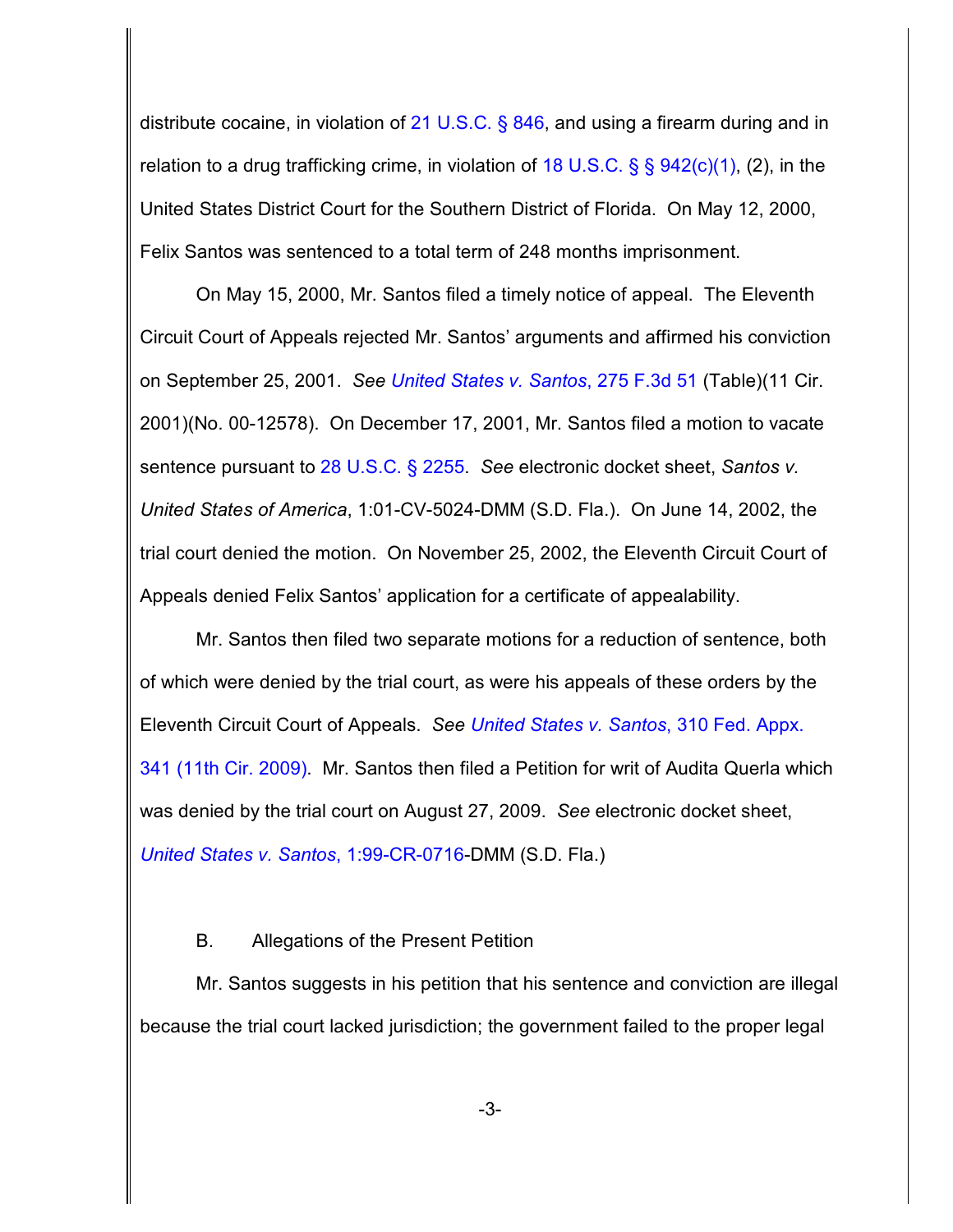distribute cocaine, in violation of 21 U.S.C. § 846, and using a firearm during and in relation to a drug trafficking crime, in violation of 18 U.S.C. § § 942(c)(1), (2), in the United States District Court for the Southern District of Florida. On May 12, 2000, Felix Santos was sentenced to a total term of 248 months imprisonment.

On May 15, 2000, Mr. Santos filed a timely notice of appeal. The Eleventh Circuit Court of Appeals rejected Mr. Santos' arguments and affirmed his conviction on September 25, 2001. *See United States v. Santos*, 275 F.3d 51 (Table)(11 Cir. 2001)(No. 00-12578). On December 17, 2001, Mr. Santos filed a motion to vacate sentence pursuant to 28 U.S.C. § 2255. *See* electronic docket sheet, *Santos v. United States of America*, 1:01-CV-5024-DMM (S.D. Fla.). On June 14, 2002, the trial court denied the motion. On November 25, 2002, the Eleventh Circuit Court of Appeals denied Felix Santos' application for a certificate of appealability.

Mr. Santos then filed two separate motions for a reduction of sentence, both of which were denied by the trial court, as were his appeals of these orders by the Eleventh Circuit Court of Appeals. *See United States v. Santos*, 310 Fed. Appx. 341 (11th Cir. 2009). Mr. Santos then filed a Petition for writ of Audita Querla which was denied by the trial court on August 27, 2009. *See* electronic docket sheet, *United States v. Santos*, 1:99-CR-0716-DMM (S.D. Fla.)

B. Allegations of the Present Petition

Mr. Santos suggests in his petition that his sentence and conviction are illegal because the trial court lacked jurisdiction; the government failed to the proper legal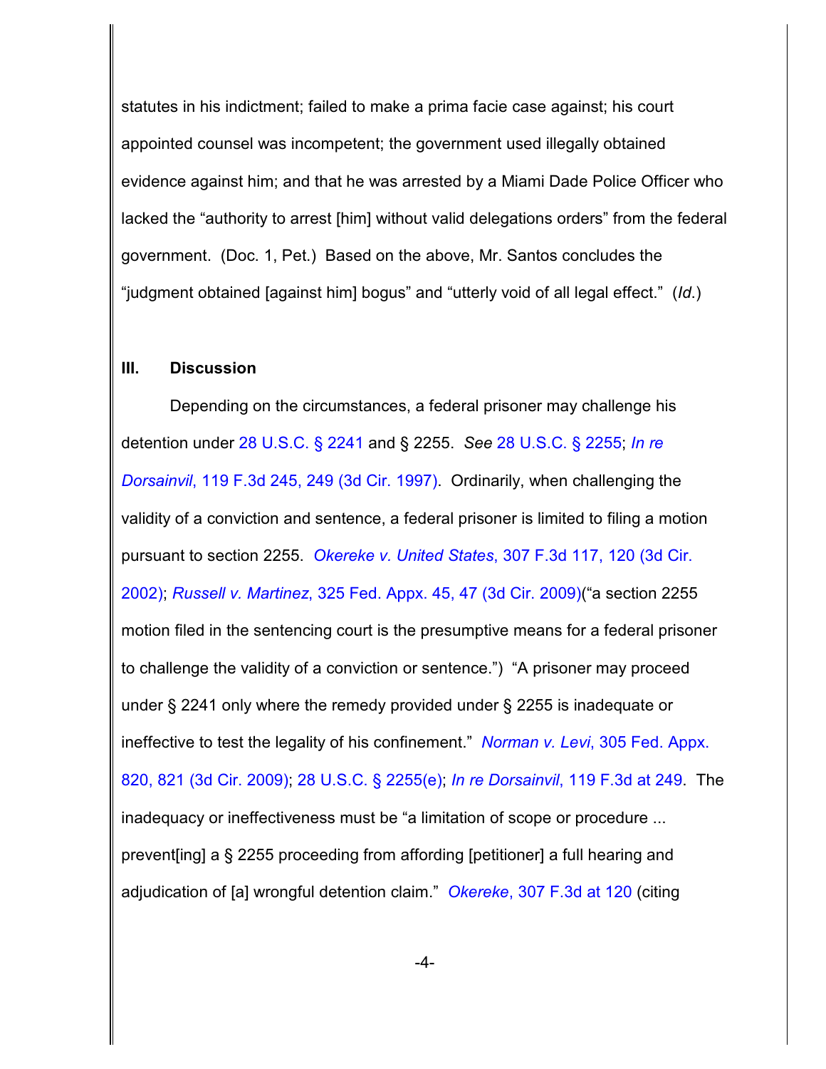statutes in his indictment; failed to make a prima facie case against; his court appointed counsel was incompetent; the government used illegally obtained evidence against him; and that he was arrested by a Miami Dade Police Officer who lacked the "authority to arrest [him] without valid delegations orders" from the federal government. (Doc. 1, Pet.) Based on the above, Mr. Santos concludes the "judgment obtained [against him] bogus" and "utterly void of all legal effect." (*Id.*)

## III. Discussion

Depending on the circumstances, a federal prisoner may challenge his detention under 28 U.S.C. § 2241 and § 2255. *See* 28 U.S.C. § 2255; *In re Dorsainvil*, 119 F.3d 245, 249 (3d Cir. 1997). Ordinarily, when challenging the validity of a conviction and sentence, a federal prisoner is limited to filing a motion pursuant to section 2255. *Okereke v. United States*, 307 F.3d 117, 120 (3d Cir. 2002); *Russell v. Martinez*, 325 Fed. Appx. 45, 47 (3d Cir. 2009)("a section 2255 motion filed in the sentencing court is the presumptive means for a federal prisoner to challenge the validity of a conviction or sentence.") "A prisoner may proceed under § 2241 only where the remedy provided under § 2255 is inadequate or ineffective to test the legality of his confinement." *Norman v. Levi*, 305 Fed. Appx. 820, 821 (3d Cir. 2009); 28 U.S.C. § 2255(e); *In re Dorsainvil*, 119 F.3d at 249. The inadequacy or ineffectiveness must be "a limitation of scope or procedure ... prevent[ing] a § 2255 proceeding from affording [petitioner] a full hearing and adjudication of [a] wrongful detention claim." *Okereke*, 307 F.3d at 120 (citing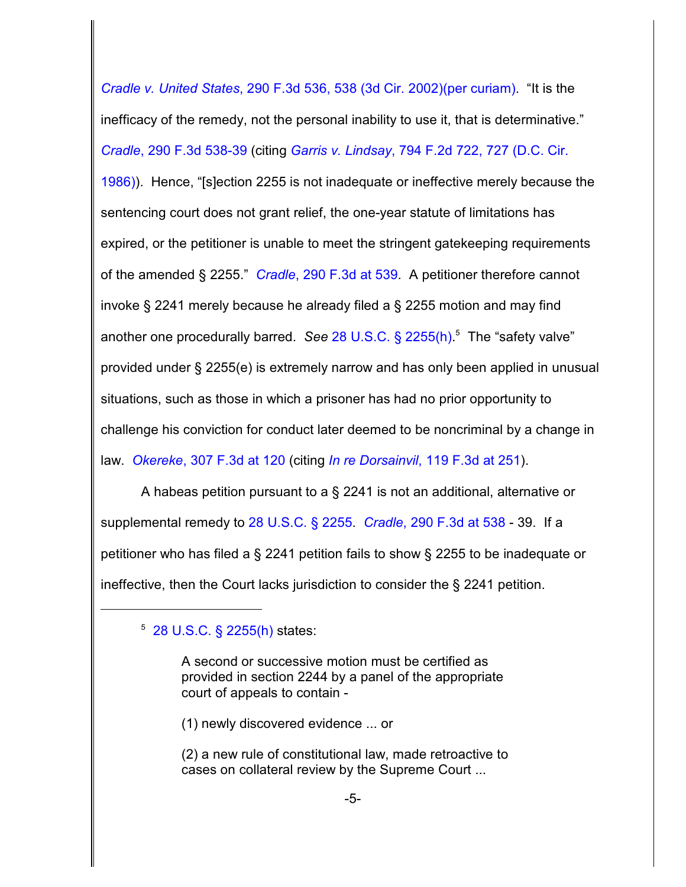*Cradle v. United States*, 290 F.3d 536, 538 (3d Cir. 2002)(per curiam). "It is the inefficacy of the remedy, not the personal inability to use it, that is determinative." *Cradle*, 290 F.3d 538-39 (citing *Garris v. Lindsay*, 794 F.2d 722, 727 (D.C. Cir. 1986)). Hence, "[s]ection 2255 is not inadequate or ineffective merely because the sentencing court does not grant relief, the one-year statute of limitations has expired, or the petitioner is unable to meet the stringent gatekeeping requirements of the amended § 2255." *Cradle*, 290 F.3d at 539. A petitioner therefore cannot invoke § 2241 merely because he already filed a § 2255 motion and may find another one procedurally barred. *See* 28 U.S.C. § 2255(h).[5] The "safety valve" provided under § 2255(e) is extremely narrow and has only been applied in unusual situations, such as those in which a prisoner has had no prior opportunity to challenge his conviction for conduct later deemed to be noncriminal by a change in law. *Okereke*, 307 F.3d at 120 (citing *In re Dorsainvil*, 119 F.3d at 251).

A habeas petition pursuant to a § 2241 is not an additional, alternative or supplemental remedy to 28 U.S.C. § 2255. *Cradle*, 290 F.3d at 538 - 39. If a petitioner who has filed a § 2241 petition fails to show § 2255 to be inadequate or ineffective, then the Court lacks jurisdiction to consider the § 2241 petition.

---

[5] 28 U.S.C. § 2255(h) states:

> A second or successive motion must be certified as provided in section 2244 by a panel of the appropriate court of appeals to contain -
>
> (1) newly discovered evidence ... or
>
> (2) a new rule of constitutional law, made retroactive to cases on collateral review by the Supreme Court ...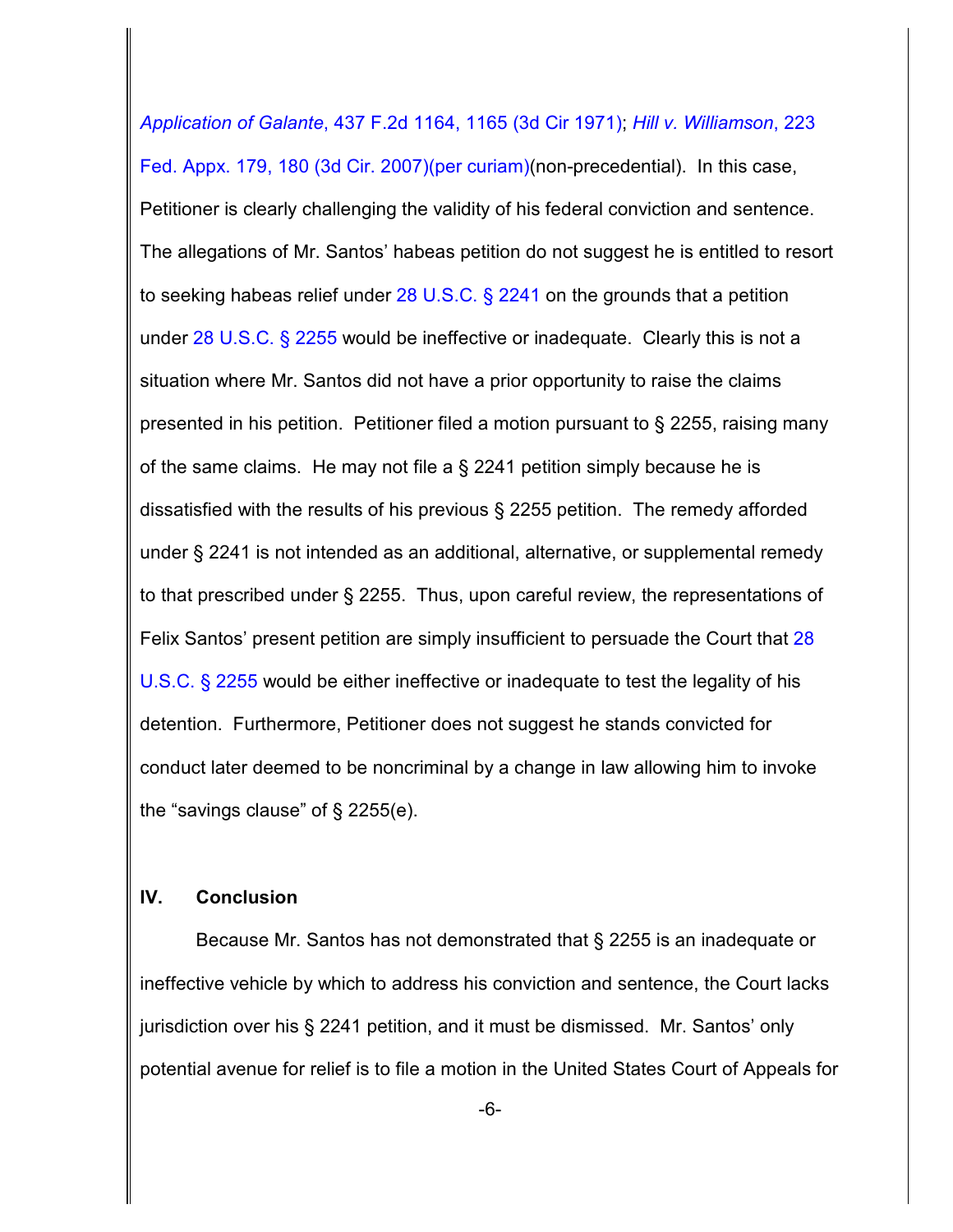*Application of Galante*, 437 F.2d 1164, 1165 (3d Cir 1971); *Hill v. Williamson*, 223 Fed. Appx. 179, 180 (3d Cir. 2007)(per curiam)(non-precedential). In this case, Petitioner is clearly challenging the validity of his federal conviction and sentence. The allegations of Mr. Santos' habeas petition do not suggest he is entitled to resort to seeking habeas relief under 28 U.S.C. § 2241 on the grounds that a petition under 28 U.S.C. § 2255 would be ineffective or inadequate. Clearly this is not a situation where Mr. Santos did not have a prior opportunity to raise the claims presented in his petition. Petitioner filed a motion pursuant to § 2255, raising many of the same claims. He may not file a § 2241 petition simply because he is dissatisfied with the results of his previous § 2255 petition. The remedy afforded under § 2241 is not intended as an additional, alternative, or supplemental remedy to that prescribed under § 2255. Thus, upon careful review, the representations of Felix Santos' present petition are simply insufficient to persuade the Court that 28 U.S.C. § 2255 would be either ineffective or inadequate to test the legality of his detention. Furthermore, Petitioner does not suggest he stands convicted for conduct later deemed to be noncriminal by a change in law allowing him to invoke the "savings clause" of § 2255(e).

## IV. Conclusion

Because Mr. Santos has not demonstrated that § 2255 is an inadequate or ineffective vehicle by which to address his conviction and sentence, the Court lacks jurisdiction over his § 2241 petition, and it must be dismissed. Mr. Santos' only potential avenue for relief is to file a motion in the United States Court of Appeals for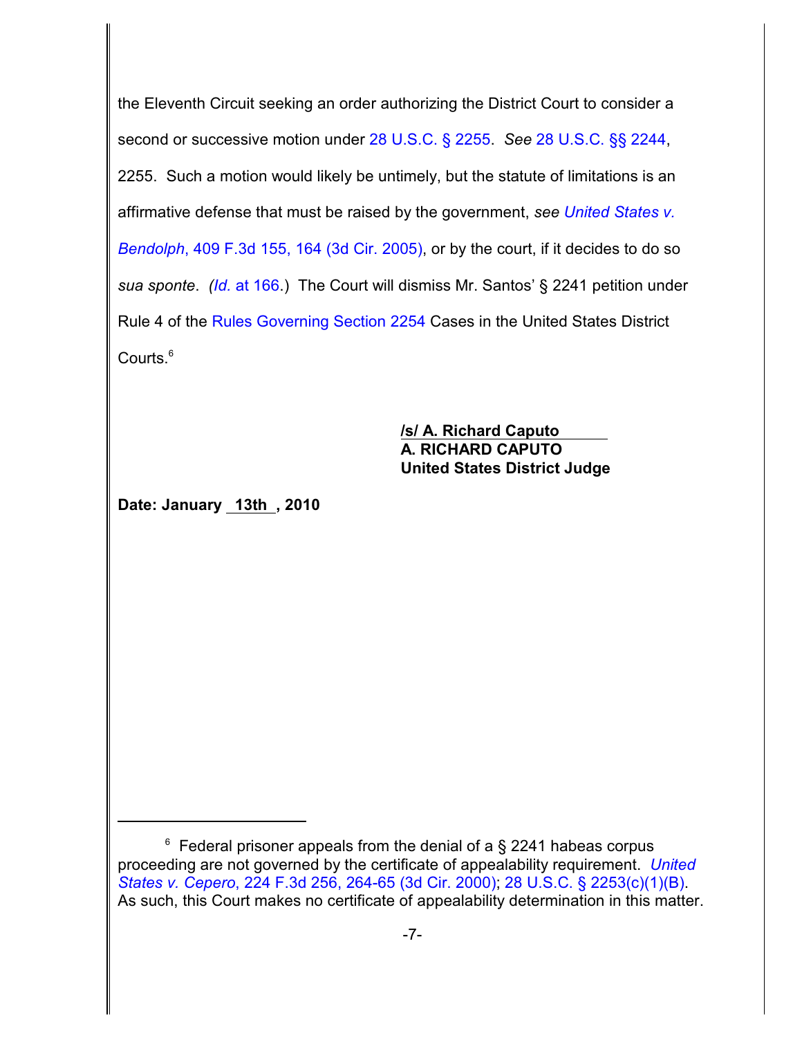the Eleventh Circuit seeking an order authorizing the District Court to consider a second or successive motion under 28 U.S.C. § 2255. *See* 28 U.S.C. §§ 2244, 2255. Such a motion would likely be untimely, but the statute of limitations is an affirmative defense that must be raised by the government, *see United States v. Bendolph*, 409 F.3d 155, 164 (3d Cir. 2005), or by the court, if it decides to do so *sua sponte*. (*Id.* at 166.) The Court will dismiss Mr. Santos' § 2241 petition under Rule 4 of the Rules Governing Section 2254 Cases in the United States District Courts.[6]

**/s/ A. Richard Caputo**
**A. RICHARD CAPUTO**
**United States District Judge**

**Date: January 13th, 2010**

---

[6] Federal prisoner appeals from the denial of a § 2241 habeas corpus proceeding are not governed by the certificate of appealability requirement. *United States v. Cepero*, 224 F.3d 256, 264-65 (3d Cir. 2000); 28 U.S.C. § 2253(c)(1)(B). As such, this Court makes no certificate of appealability determination in this matter.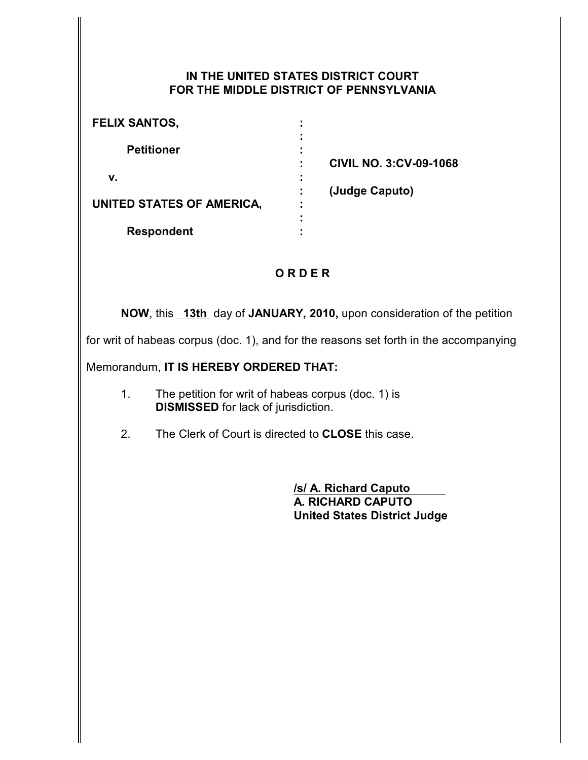**IN THE UNITED STATES DISTRICT COURT**
**FOR THE MIDDLE DISTRICT OF PENNSYLVANIA**

| | | |
|---|---|---|
| **FELIX SANTOS,** | : | |
| | : | |
| **Petitioner** | : | |
| | : | **CIVIL NO. 3:CV-09-1068** |
| **v.** | : | |
| | : | **(Judge Caputo)** |
| **UNITED STATES OF AMERICA,** | : | |
| | : | |
| **Respondent** | : | |

**O R D E R**

**NOW**, this 13th day of **JANUARY, 2010,** upon consideration of the petition for writ of habeas corpus (doc. 1), and for the reasons set forth in the accompanying Memorandum, **IT IS HEREBY ORDERED THAT:**

1. The petition for writ of habeas corpus (doc. 1) is **DISMISSED** for lack of jurisdiction.
2. The Clerk of Court is directed to **CLOSE** this case.

**/s/ A. Richard Caputo**
**A. RICHARD CAPUTO**
**United States District Judge**